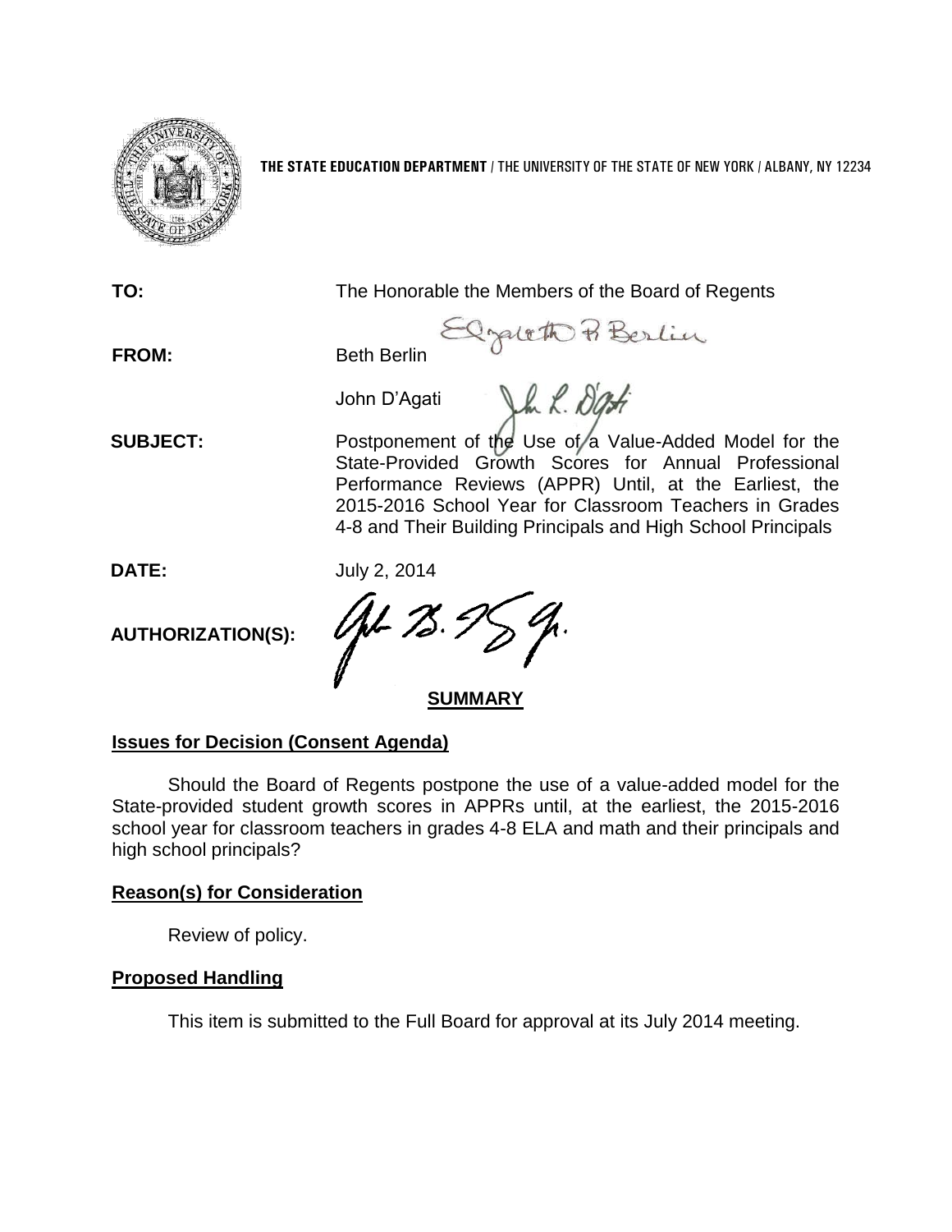**THE STATE EDUCATION DEPARTMENT** / THE UNIVERSITY OF THE STATE OF NEW YORK / ALBANY, NY 12234

**TO:** The Honorable the Members of the Board of Regents

**FROM:** Beth Berlin

John D'Agati

**SUBJECT:** Postponement of the Use of a Value-Added Model for the State-Provided Growth Scores for Annual Professional Performance Reviews (APPR) Until, at the Earliest, the 2015-2016 School Year for Classroom Teachers in Grades 4-8 and Their Building Principals and High School Principals

**DATE:** July 2, 2014

**AUTHORIZATION(S):**

**SUMMARY**

**Issues for Decision (Consent Agenda)**

Should the Board of Regents postpone the use of a value-added model for the State-provided student growth scores in APPRs until, at the earliest, the 2015-2016 school year for classroom teachers in grades 4-8 ELA and math and their principals and high school principals?

**Reason(s) for Consideration**

Review of policy.

**Proposed Handling**

This item is submitted to the Full Board for approval at its July 2014 meeting.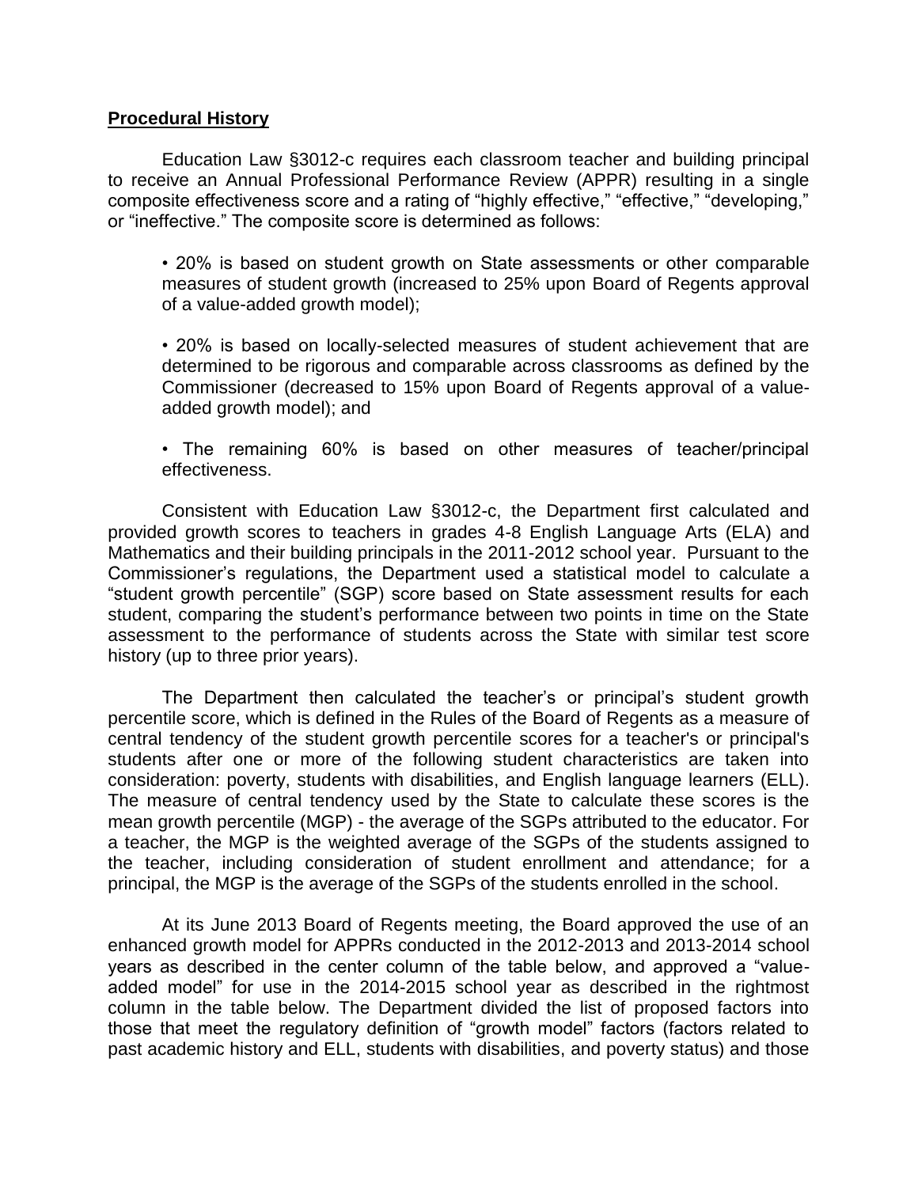**Procedural History**

Education Law §3012-c requires each classroom teacher and building principal to receive an Annual Professional Performance Review (APPR) resulting in a single composite effectiveness score and a rating of "highly effective," "effective," "developing," or "ineffective." The composite score is determined as follows:

- 20% is based on student growth on State assessments or other comparable measures of student growth (increased to 25% upon Board of Regents approval of a value-added growth model);

- 20% is based on locally-selected measures of student achievement that are determined to be rigorous and comparable across classrooms as defined by the Commissioner (decreased to 15% upon Board of Regents approval of a value-added growth model); and

- The remaining 60% is based on other measures of teacher/principal effectiveness.

Consistent with Education Law §3012-c, the Department first calculated and provided growth scores to teachers in grades 4-8 English Language Arts (ELA) and Mathematics and their building principals in the 2011-2012 school year. Pursuant to the Commissioner's regulations, the Department used a statistical model to calculate a "student growth percentile" (SGP) score based on State assessment results for each student, comparing the student's performance between two points in time on the State assessment to the performance of students across the State with similar test score history (up to three prior years).

The Department then calculated the teacher's or principal's student growth percentile score, which is defined in the Rules of the Board of Regents as a measure of central tendency of the student growth percentile scores for a teacher's or principal's students after one or more of the following student characteristics are taken into consideration: poverty, students with disabilities, and English language learners (ELL). The measure of central tendency used by the State to calculate these scores is the mean growth percentile (MGP) - the average of the SGPs attributed to the educator. For a teacher, the MGP is the weighted average of the SGPs of the students assigned to the teacher, including consideration of student enrollment and attendance; for a principal, the MGP is the average of the SGPs of the students enrolled in the school.

At its June 2013 Board of Regents meeting, the Board approved the use of an enhanced growth model for APPRs conducted in the 2012-2013 and 2013-2014 school years as described in the center column of the table below, and approved a "value-added model" for use in the 2014-2015 school year as described in the rightmost column in the table below. The Department divided the list of proposed factors into those that meet the regulatory definition of "growth model" factors (factors related to past academic history and ELL, students with disabilities, and poverty status) and those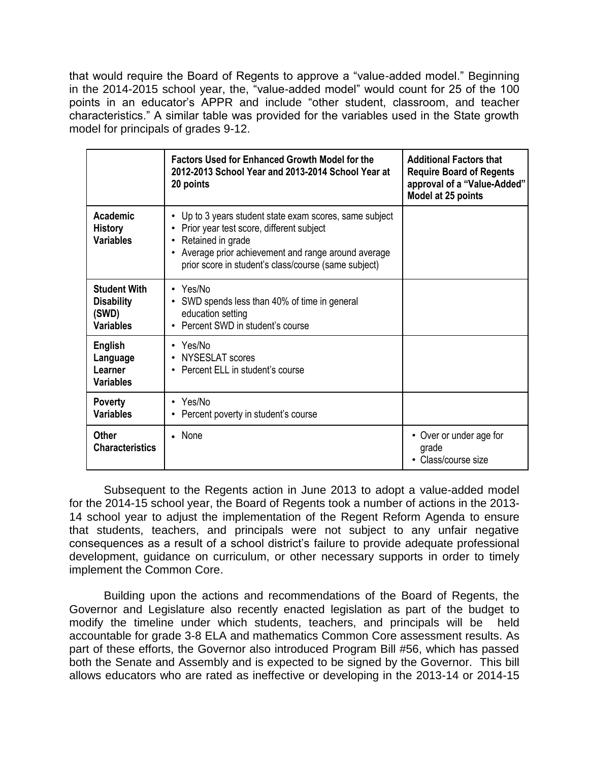that would require the Board of Regents to approve a "value-added model." Beginning in the 2014-2015 school year, the, "value-added model" would count for 25 of the 100 points in an educator's APPR and include "other student, classroom, and teacher characteristics." A similar table was provided for the variables used in the State growth model for principals of grades 9-12.

| | Factors Used for Enhanced Growth Model for the 2012-2013 School Year and 2013-2014 School Year at 20 points | Additional Factors that Require Board of Regents approval of a "Value-Added" Model at 25 points |
|---|---|---|
| **Academic History Variables** | • Up to 3 years student state exam scores, same subject<br>• Prior year test score, different subject<br>• Retained in grade<br>• Average prior achievement and range around average prior score in student's class/course (same subject) | |
| **Student With Disability (SWD) Variables** | • Yes/No<br>• SWD spends less than 40% of time in general education setting<br>• Percent SWD in student's course | |
| **English Language Learner Variables** | • Yes/No<br>• NYSESLAT scores<br>• Percent ELL in student's course | |
| **Poverty Variables** | • Yes/No<br>• Percent poverty in student's course | |
| **Other Characteristics** | • None | • Over or under age for grade<br>• Class/course size |

Subsequent to the Regents action in June 2013 to adopt a value-added model for the 2014-15 school year, the Board of Regents took a number of actions in the 2013-14 school year to adjust the implementation of the Regent Reform Agenda to ensure that students, teachers, and principals were not subject to any unfair negative consequences as a result of a school district's failure to provide adequate professional development, guidance on curriculum, or other necessary supports in order to timely implement the Common Core.

Building upon the actions and recommendations of the Board of Regents, the Governor and Legislature also recently enacted legislation as part of the budget to modify the timeline under which students, teachers, and principals will be held accountable for grade 3-8 ELA and mathematics Common Core assessment results. As part of these efforts, the Governor also introduced Program Bill #56, which has passed both the Senate and Assembly and is expected to be signed by the Governor. This bill allows educators who are rated as ineffective or developing in the 2013-14 or 2014-15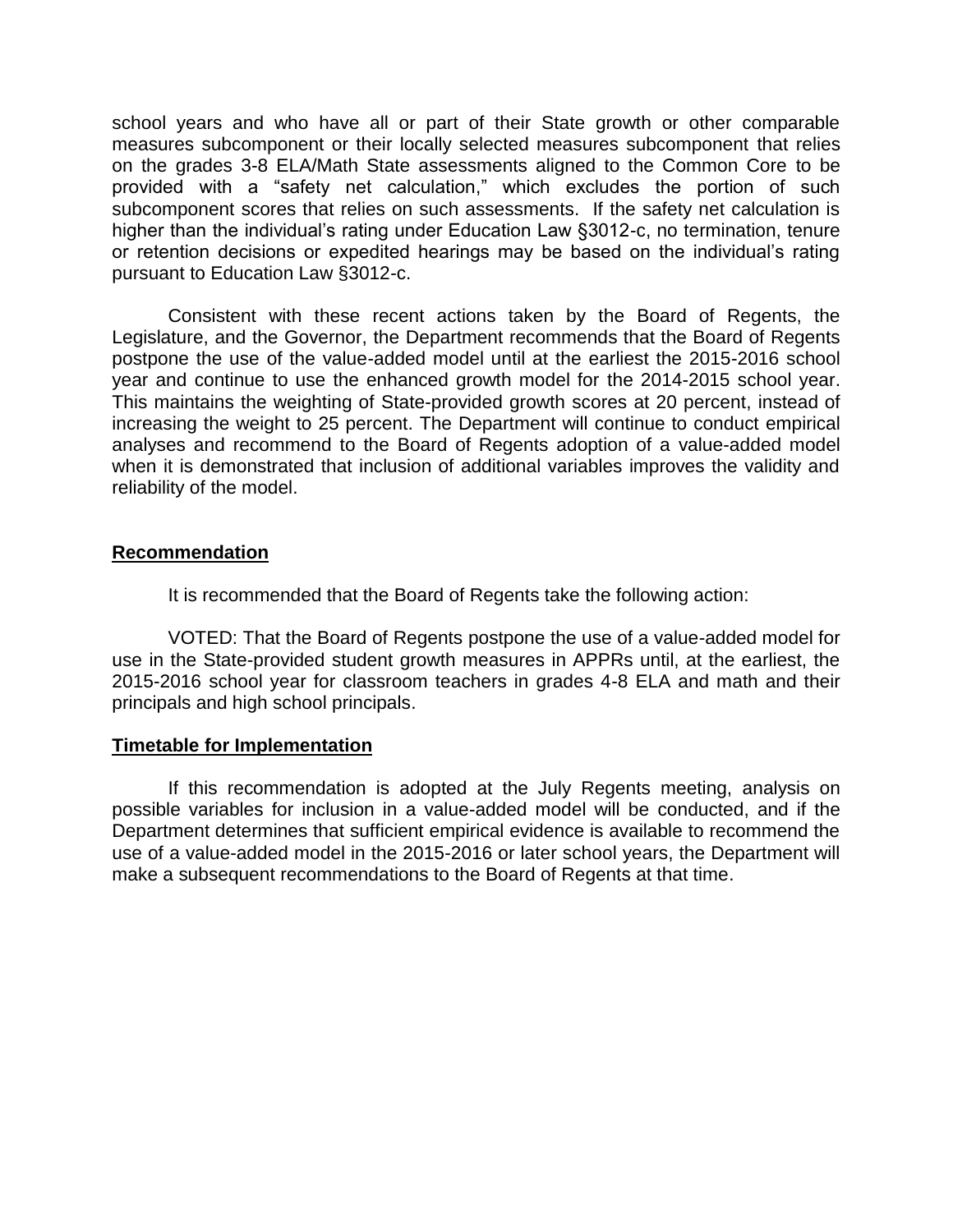school years and who have all or part of their State growth or other comparable measures subcomponent or their locally selected measures subcomponent that relies on the grades 3-8 ELA/Math State assessments aligned to the Common Core to be provided with a "safety net calculation," which excludes the portion of such subcomponent scores that relies on such assessments. If the safety net calculation is higher than the individual's rating under Education Law §3012-c, no termination, tenure or retention decisions or expedited hearings may be based on the individual's rating pursuant to Education Law §3012-c.

Consistent with these recent actions taken by the Board of Regents, the Legislature, and the Governor, the Department recommends that the Board of Regents postpone the use of the value-added model until at the earliest the 2015-2016 school year and continue to use the enhanced growth model for the 2014-2015 school year. This maintains the weighting of State-provided growth scores at 20 percent, instead of increasing the weight to 25 percent. The Department will continue to conduct empirical analyses and recommend to the Board of Regents adoption of a value-added model when it is demonstrated that inclusion of additional variables improves the validity and reliability of the model.

## Recommendation

It is recommended that the Board of Regents take the following action:

VOTED: That the Board of Regents postpone the use of a value-added model for use in the State-provided student growth measures in APPRs until, at the earliest, the 2015-2016 school year for classroom teachers in grades 4-8 ELA and math and their principals and high school principals.

## Timetable for Implementation

If this recommendation is adopted at the July Regents meeting, analysis on possible variables for inclusion in a value-added model will be conducted, and if the Department determines that sufficient empirical evidence is available to recommend the use of a value-added model in the 2015-2016 or later school years, the Department will make a subsequent recommendations to the Board of Regents at that time.